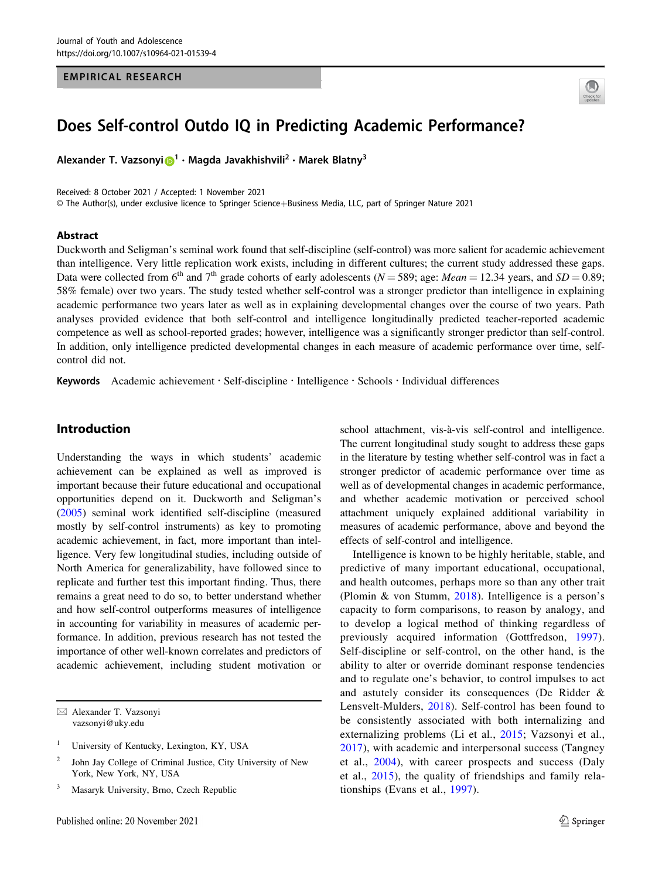EMPIRICAL RESEARCH

# Does Self-control Outdo IQ in Predicting Academic Performance?

**Alexander T. Vazsonyi**[1] · **Magda Javakhishvili**[2] · **Marek Blatny**[3]

Received: 8 October 2021 / Accepted: 1 November 2021
© The Author(s), under exclusive licence to Springer Science+Business Media, LLC, part of Springer Nature 2021

## Abstract

Duckworth and Seligman's seminal work found that self-discipline (self-control) was more salient for academic achievement than intelligence. Very little replication work exists, including in different cultures; the current study addressed these gaps. Data were collected from 6th and 7th grade cohorts of early adolescents ($N = 589$; age: *Mean* = 12.34 years, and *SD* = 0.89; 58% female) over two years. The study tested whether self-control was a stronger predictor than intelligence in explaining academic performance two years later as well as in explaining developmental changes over the course of two years. Path analyses provided evidence that both self-control and intelligence longitudinally predicted teacher-reported academic competence as well as school-reported grades; however, intelligence was a significantly stronger predictor than self-control. In addition, only intelligence predicted developmental changes in each measure of academic performance over time, self-control did not.

**Keywords** Academic achievement · Self-discipline · Intelligence · Schools · Individual differences

## Introduction

Understanding the ways in which students' academic achievement can be explained as well as improved is important because their future educational and occupational opportunities depend on it. Duckworth and Seligman's (2005) seminal work identified self-discipline (measured mostly by self-control instruments) as key to promoting academic achievement, in fact, more important than intelligence. Very few longitudinal studies, including outside of North America for generalizability, have followed since to replicate and further test this important finding. Thus, there remains a great need to do so, to better understand whether and how self-control outperforms measures of intelligence in accounting for variability in measures of academic performance. In addition, previous research has not tested the importance of other well-known correlates and predictors of academic achievement, including student motivation or school attachment, vis-à-vis self-control and intelligence. The current longitudinal study sought to address these gaps in the literature by testing whether self-control was in fact a stronger predictor of academic performance over time as well as of developmental changes in academic performance, and whether academic motivation or perceived school attachment uniquely explained additional variability in measures of academic performance, above and beyond the effects of self-control and intelligence.

Intelligence is known to be highly heritable, stable, and predictive of many important educational, occupational, and health outcomes, perhaps more so than any other trait (Plomin & von Stumm, 2018). Intelligence is a person's capacity to form comparisons, to reason by analogy, and to develop a logical method of thinking regardless of previously acquired information (Gottfredson, 1997). Self-discipline or self-control, on the other hand, is the ability to alter or override dominant response tendencies and to regulate one's behavior, to control impulses to act and astutely consider its consequences (De Ridder & Lensvelt-Mulders, 2018). Self-control has been found to be consistently associated with both internalizing and externalizing problems (Li et al., 2015; Vazsonyi et al., 2017), with academic and interpersonal success (Tangney et al., 2004), with career prospects and success (Daly et al., 2015), the quality of friendships and family relationships (Evans et al., 1997).

✉ Alexander T. Vazsonyi
vazsonyi@uky.edu

[1] University of Kentucky, Lexington, KY, USA

[2] John Jay College of Criminal Justice, City University of New York, New York, NY, USA

[3] Masaryk University, Brno, Czech Republic

Published online: 20 November 2021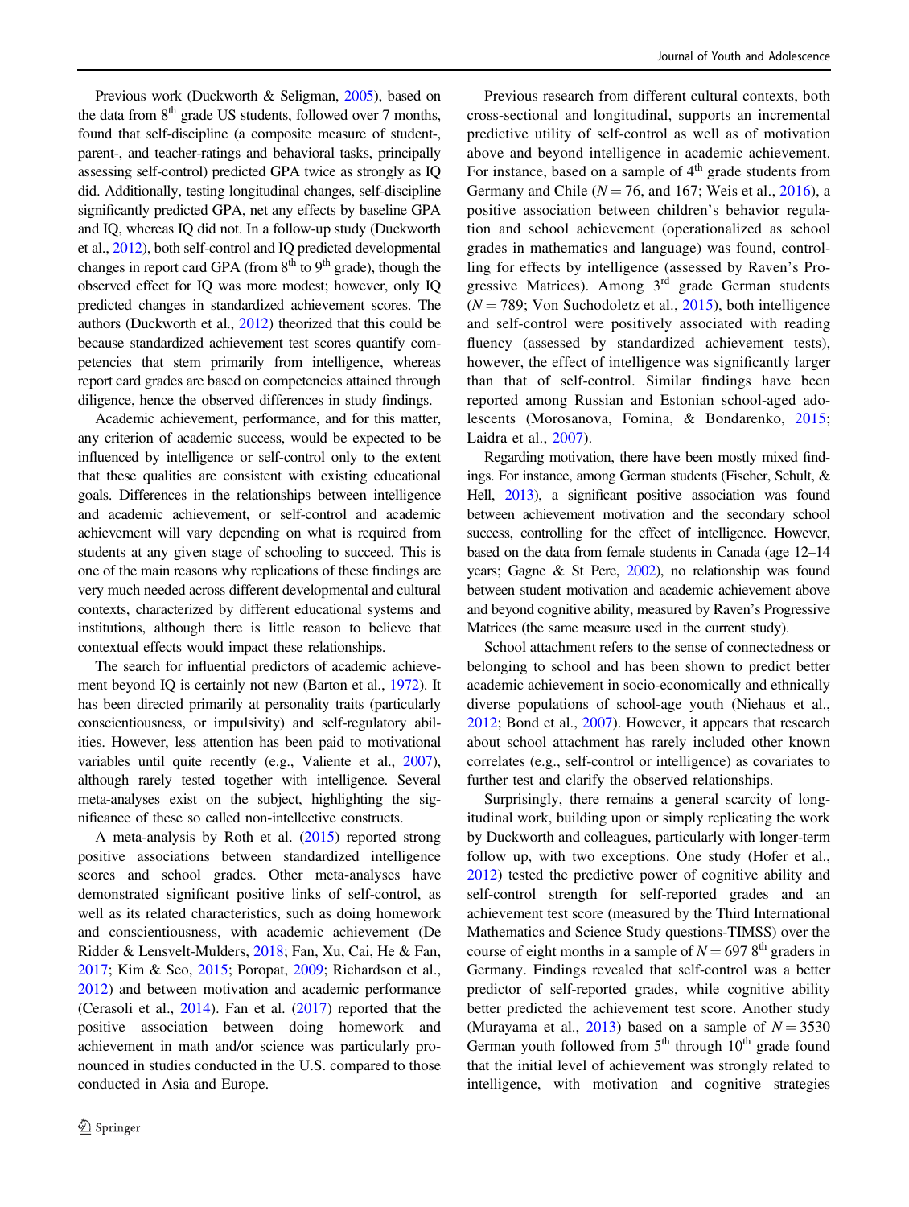Previous work (Duckworth & Seligman, 2005), based on the data from 8th grade US students, followed over 7 months, found that self-discipline (a composite measure of student-, parent-, and teacher-ratings and behavioral tasks, principally assessing self-control) predicted GPA twice as strongly as IQ did. Additionally, testing longitudinal changes, self-discipline significantly predicted GPA, net any effects by baseline GPA and IQ, whereas IQ did not. In a follow-up study (Duckworth et al., 2012), both self-control and IQ predicted developmental changes in report card GPA (from 8th to 9th grade), though the observed effect for IQ was more modest; however, only IQ predicted changes in standardized achievement scores. The authors (Duckworth et al., 2012) theorized that this could be because standardized achievement test scores quantify competencies that stem primarily from intelligence, whereas report card grades are based on competencies attained through diligence, hence the observed differences in study findings.

Academic achievement, performance, and for this matter, any criterion of academic success, would be expected to be influenced by intelligence or self-control only to the extent that these qualities are consistent with existing educational goals. Differences in the relationships between intelligence and academic achievement, or self-control and academic achievement will vary depending on what is required from students at any given stage of schooling to succeed. This is one of the main reasons why replications of these findings are very much needed across different developmental and cultural contexts, characterized by different educational systems and institutions, although there is little reason to believe that contextual effects would impact these relationships.

The search for influential predictors of academic achievement beyond IQ is certainly not new (Barton et al., 1972). It has been directed primarily at personality traits (particularly conscientiousness, or impulsivity) and self-regulatory abilities. However, less attention has been paid to motivational variables until quite recently (e.g., Valiente et al., 2007), although rarely tested together with intelligence. Several meta-analyses exist on the subject, highlighting the significance of these so called non-intellective constructs.

A meta-analysis by Roth et al. (2015) reported strong positive associations between standardized intelligence scores and school grades. Other meta-analyses have demonstrated significant positive links of self-control, as well as its related characteristics, such as doing homework and conscientiousness, with academic achievement (De Ridder & Lensvelt-Mulders, 2018; Fan, Xu, Cai, He & Fan, 2017; Kim & Seo, 2015; Poropat, 2009; Richardson et al., 2012) and between motivation and academic performance (Cerasoli et al., 2014). Fan et al. (2017) reported that the positive association between doing homework and achievement in math and/or science was particularly pronounced in studies conducted in the U.S. compared to those conducted in Asia and Europe.

Previous research from different cultural contexts, both cross-sectional and longitudinal, supports an incremental predictive utility of self-control as well as of motivation above and beyond intelligence in academic achievement. For instance, based on a sample of 4th grade students from Germany and Chile ($N = 76$, and 167; Weis et al., 2016), a positive association between children's behavior regulation and school achievement (operationalized as school grades in mathematics and language) was found, controlling for effects by intelligence (assessed by Raven's Progressive Matrices). Among 3rd grade German students ($N = 789$; Von Suchodoletz et al., 2015), both intelligence and self-control were positively associated with reading fluency (assessed by standardized achievement tests), however, the effect of intelligence was significantly larger than that of self-control. Similar findings have been reported among Russian and Estonian school-aged adolescents (Morosanova, Fomina, & Bondarenko, 2015; Laidra et al., 2007).

Regarding motivation, there have been mostly mixed findings. For instance, among German students (Fischer, Schult, & Hell, 2013), a significant positive association was found between achievement motivation and the secondary school success, controlling for the effect of intelligence. However, based on the data from female students in Canada (age 12–14 years; Gagne & St Pere, 2002), no relationship was found between student motivation and academic achievement above and beyond cognitive ability, measured by Raven's Progressive Matrices (the same measure used in the current study).

School attachment refers to the sense of connectedness or belonging to school and has been shown to predict better academic achievement in socio-economically and ethnically diverse populations of school-age youth (Niehaus et al., 2012; Bond et al., 2007). However, it appears that research about school attachment has rarely included other known correlates (e.g., self-control or intelligence) as covariates to further test and clarify the observed relationships.

Surprisingly, there remains a general scarcity of longitudinal work, building upon or simply replicating the work by Duckworth and colleagues, particularly with longer-term follow up, with two exceptions. One study (Hofer et al., 2012) tested the predictive power of cognitive ability and self-control strength for self-reported grades and an achievement test score (measured by the Third International Mathematics and Science Study questions-TIMSS) over the course of eight months in a sample of $N = 697$ 8th graders in Germany. Findings revealed that self-control was a better predictor of self-reported grades, while cognitive ability better predicted the achievement test score. Another study (Murayama et al., 2013) based on a sample of $N = 3530$ German youth followed from 5th through 10th grade found that the initial level of achievement was strongly related to intelligence, with motivation and cognitive strategies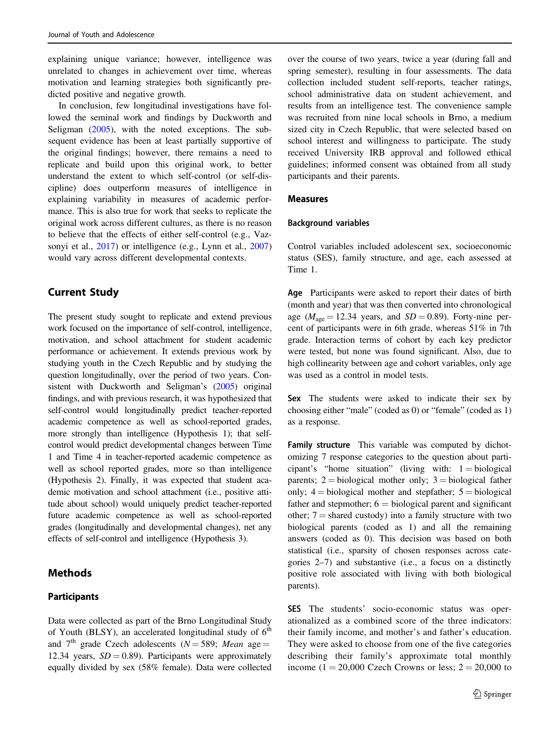explaining unique variance; however, intelligence was unrelated to changes in achievement over time, whereas motivation and learning strategies both significantly predicted positive and negative growth.

In conclusion, few longitudinal investigations have followed the seminal work and findings by Duckworth and Seligman (2005), with the noted exceptions. The subsequent evidence has been at least partially supportive of the original findings; however, there remains a need to replicate and build upon this original work, to better understand the extent to which self-control (or self-discipline) does outperform measures of intelligence in explaining variability in measures of academic performance. This is also true for work that seeks to replicate the original work across different cultures, as there is no reason to believe that the effects of either self-control (e.g., Vazsonyi et al., 2017) or intelligence (e.g., Lynn et al., 2007) would vary across different developmental contexts.

## Current Study

The present study sought to replicate and extend previous work focused on the importance of self-control, intelligence, motivation, and school attachment for student academic performance or achievement. It extends previous work by studying youth in the Czech Republic and by studying the question longitudinally, over the period of two years. Consistent with Duckworth and Seligman's (2005) original findings, and with previous research, it was hypothesized that self-control would longitudinally predict teacher-reported academic competence as well as school-reported grades, more strongly than intelligence (Hypothesis 1); that self-control would predict developmental changes between Time 1 and Time 4 in teacher-reported academic competence as well as school reported grades, more so than intelligence (Hypothesis 2). Finally, it was expected that student academic motivation and school attachment (i.e., positive attitude about school) would uniquely predict teacher-reported future academic competence as well as school-reported grades (longitudinally and developmental changes), net any effects of self-control and intelligence (Hypothesis 3).

## Methods

### Participants

Data were collected as part of the Brno Longitudinal Study of Youth (BLSY), an accelerated longitudinal study of 6$^{th}$ and 7$^{th}$ grade Czech adolescents ($N = 589$; *Mean* age $= 12.34$ years, $SD = 0.89$). Participants were approximately equally divided by sex (58% female). Data were collected over the course of two years, twice a year (during fall and spring semester), resulting in four assessments. The data collection included student self-reports, teacher ratings, school administrative data on student achievement, and results from an intelligence test. The convenience sample was recruited from nine local schools in Brno, a medium sized city in Czech Republic, that were selected based on school interest and willingness to participate. The study received University IRB approval and followed ethical guidelines; informed consent was obtained from all study participants and their parents.

### Measures

#### Background variables

Control variables included adolescent sex, socioeconomic status (SES), family structure, and age, each assessed at Time 1.

**Age** Participants were asked to report their dates of birth (month and year) that was then converted into chronological age ($M_{age} = 12.34$ years, and $SD = 0.89$). Forty-nine percent of participants were in 6th grade, whereas 51% in 7th grade. Interaction terms of cohort by each key predictor were tested, but none was found significant. Also, due to high collinearity between age and cohort variables, only age was used as a control in model tests.

**Sex** The students were asked to indicate their sex by choosing either "male" (coded as 0) or "female" (coded as 1) as a response.

**Family structure** This variable was computed by dichotomizing 7 response categories to the question about participant's "home situation" (living with: 1 = biological parents; 2 = biological mother only; 3 = biological father only; 4 = biological mother and stepfather; 5 = biological father and stepmother; 6 = biological parent and significant other; 7 = shared custody) into a family structure with two biological parents (coded as 1) and all the remaining answers (coded as 0). This decision was based on both statistical (i.e., sparsity of chosen responses across categories 2–7) and substantive (i.e., a focus on a distinctly positive role associated with living with both biological parents).

**SES** The students' socio-economic status was operationalized as a combined score of the three indicators: their family income, and mother's and father's education. They were asked to choose from one of the five categories describing their family's approximate total monthly income (1 = 20,000 Czech Crowns or less; 2 = 20,000 to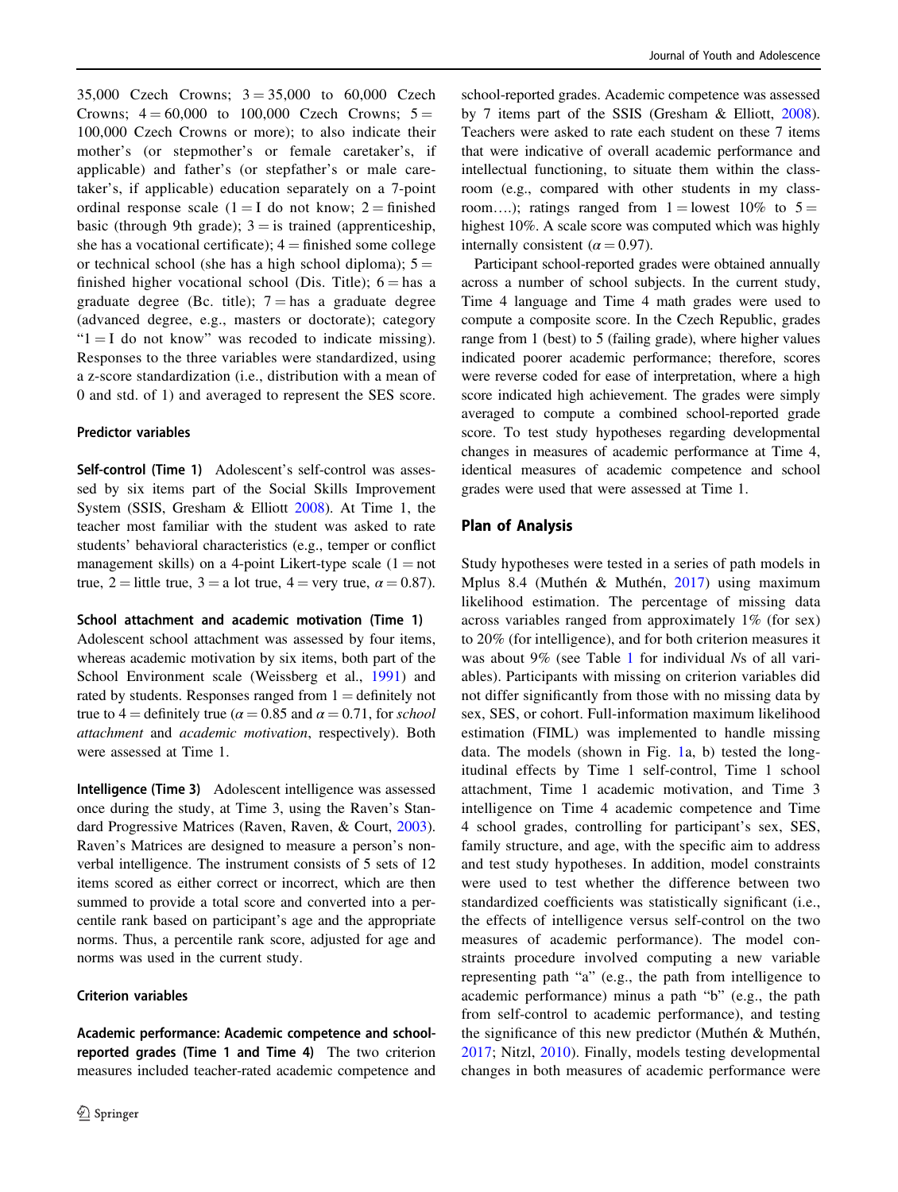35,000 Czech Crowns; 3 = 35,000 to 60,000 Czech Crowns; 4 = 60,000 to 100,000 Czech Crowns; 5 = 100,000 Czech Crowns or more); to also indicate their mother's (or stepmother's or female caretaker's, if applicable) and father's (or stepfather's or male caretaker's, if applicable) education separately on a 7-point ordinal response scale (1 = I do not know; 2 = finished basic (through 9th grade); 3 = is trained (apprenticeship, she has a vocational certificate); 4 = finished some college or technical school (she has a high school diploma); 5 = finished higher vocational school (Dis. Title); 6 = has a graduate degree (Bc. title); 7 = has a graduate degree (advanced degree, e.g., masters or doctorate); category "1 = I do not know" was recoded to indicate missing). Responses to the three variables were standardized, using a z-score standardization (i.e., distribution with a mean of 0 and std. of 1) and averaged to represent the SES score.

### Predictor variables

**Self-control (Time 1)** Adolescent's self-control was assessed by six items part of the Social Skills Improvement System (SSIS, Gresham & Elliott 2008). At Time 1, the teacher most familiar with the student was asked to rate students' behavioral characteristics (e.g., temper or conflict management skills) on a 4-point Likert-type scale (1 = not true, 2 = little true, 3 = a lot true, 4 = very true, $\alpha = 0.87$).

**School attachment and academic motivation (Time 1)** Adolescent school attachment was assessed by four items, whereas academic motivation by six items, both part of the School Environment scale (Weissberg et al., 1991) and rated by students. Responses ranged from 1 = definitely not true to 4 = definitely true ($\alpha = 0.85$ and $\alpha = 0.71$, for *school attachment* and *academic motivation*, respectively). Both were assessed at Time 1.

**Intelligence (Time 3)** Adolescent intelligence was assessed once during the study, at Time 3, using the Raven's Standard Progressive Matrices (Raven, Raven, & Court, 2003). Raven's Matrices are designed to measure a person's nonverbal intelligence. The instrument consists of 5 sets of 12 items scored as either correct or incorrect, which are then summed to provide a total score and converted into a percentile rank based on participant's age and the appropriate norms. Thus, a percentile rank score, adjusted for age and norms was used in the current study.

### Criterion variables

**Academic performance: Academic competence and school-reported grades (Time 1 and Time 4)** The two criterion measures included teacher-rated academic competence and school-reported grades. Academic competence was assessed by 7 items part of the SSIS (Gresham & Elliott, 2008). Teachers were asked to rate each student on these 7 items that were indicative of overall academic performance and intellectual functioning, to situate them within the classroom (e.g., compared with other students in my classroom….); ratings ranged from 1 = lowest 10% to 5 = highest 10%. A scale score was computed which was highly internally consistent ($\alpha = 0.97$).

Participant school-reported grades were obtained annually across a number of school subjects. In the current study, Time 4 language and Time 4 math grades were used to compute a composite score. In the Czech Republic, grades range from 1 (best) to 5 (failing grade), where higher values indicated poorer academic performance; therefore, scores were reverse coded for ease of interpretation, where a high score indicated high achievement. The grades were simply averaged to compute a combined school-reported grade score. To test study hypotheses regarding developmental changes in measures of academic performance at Time 4, identical measures of academic competence and school grades were used that were assessed at Time 1.

## Plan of Analysis

Study hypotheses were tested in a series of path models in Mplus 8.4 (Muthén & Muthén, 2017) using maximum likelihood estimation. The percentage of missing data across variables ranged from approximately 1% (for sex) to 20% (for intelligence), and for both criterion measures it was about 9% (see Table 1 for individual *N*s of all variables). Participants with missing on criterion variables did not differ significantly from those with no missing data by sex, SES, or cohort. Full-information maximum likelihood estimation (FIML) was implemented to handle missing data. The models (shown in Fig. 1a, b) tested the longitudinal effects by Time 1 self-control, Time 1 school attachment, Time 1 academic motivation, and Time 3 intelligence on Time 4 academic competence and Time 4 school grades, controlling for participant's sex, SES, family structure, and age, with the specific aim to address and test study hypotheses. In addition, model constraints were used to test whether the difference between two standardized coefficients was statistically significant (i.e., the effects of intelligence versus self-control on the two measures of academic performance). The model constraints procedure involved computing a new variable representing path "a" (e.g., the path from intelligence to academic performance) minus a path "b" (e.g., the path from self-control to academic performance), and testing the significance of this new predictor (Muthén & Muthén, 2017; Nitzl, 2010). Finally, models testing developmental changes in both measures of academic performance were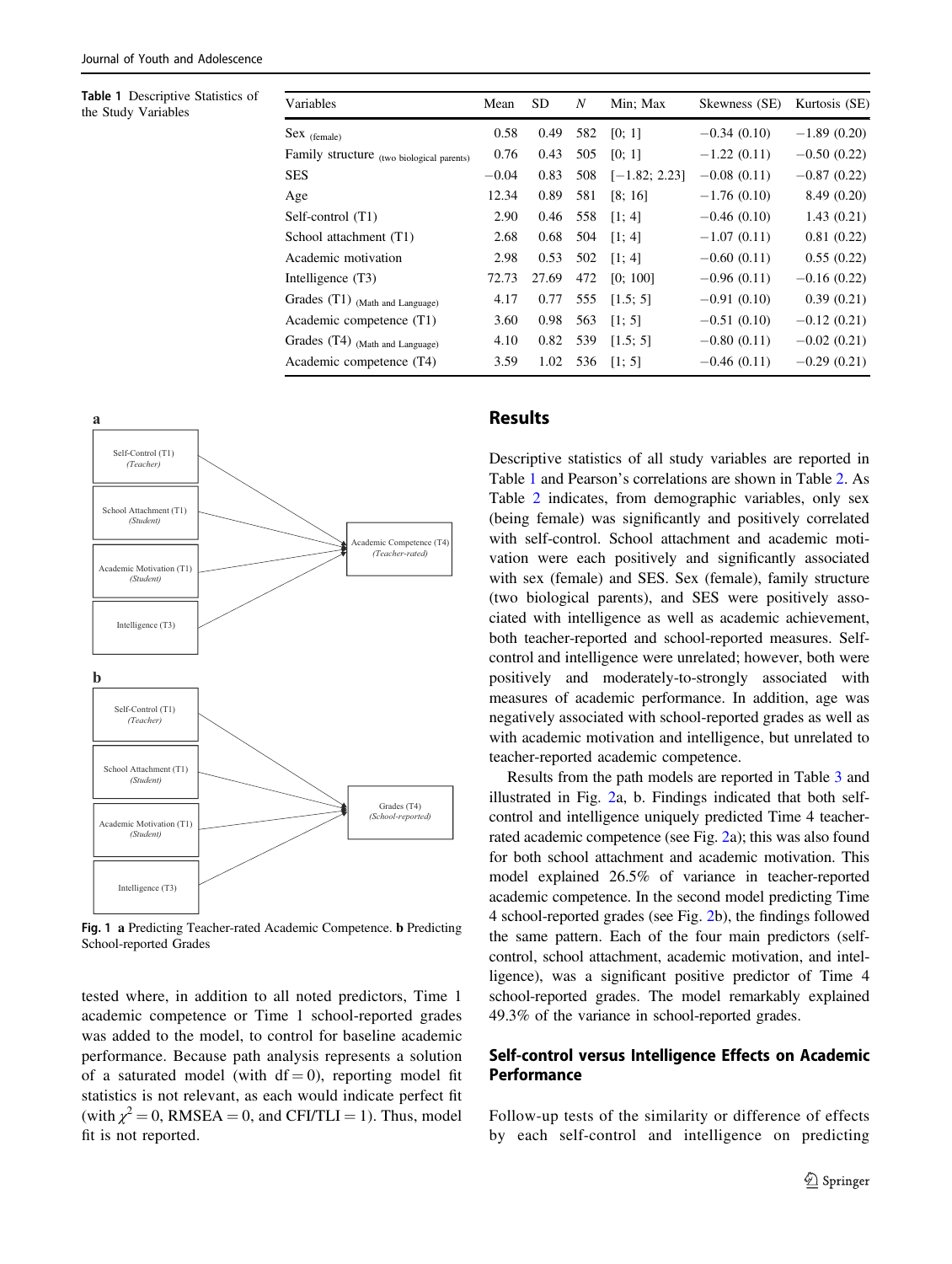**Table 1** Descriptive Statistics of the Study Variables

| Variables | Mean | SD | $N$ | Min; Max | Skewness (SE) | Kurtosis (SE) |
|---|---|---|---|---|---|---|
| Sex $_{\text{(female)}}$ | 0.58 | 0.49 | 582 | [0; 1] | −0.34 (0.10) | −1.89 (0.20) |
| Family structure $_{\text{(two biological parents)}}$ | 0.76 | 0.43 | 505 | [0; 1] | −1.22 (0.11) | −0.50 (0.22) |
| SES | −0.04 | 0.83 | 508 | [−1.82; 2.23] | −0.08 (0.11) | −0.87 (0.22) |
| Age | 12.34 | 0.89 | 581 | [8; 16] | −1.76 (0.10) | 8.49 (0.20) |
| Self-control (T1) | 2.90 | 0.46 | 558 | [1; 4] | −0.46 (0.10) | 1.43 (0.21) |
| School attachment (T1) | 2.68 | 0.68 | 504 | [1; 4] | −1.07 (0.11) | 0.81 (0.22) |
| Academic motivation | 2.98 | 0.53 | 502 | [1; 4] | −0.60 (0.11) | 0.55 (0.22) |
| Intelligence (T3) | 72.73 | 27.69 | 472 | [0; 100] | −0.96 (0.11) | −0.16 (0.22) |
| Grades (T1) $_{\text{(Math and Language)}}$ | 4.17 | 0.77 | 555 | [1.5; 5] | −0.91 (0.10) | 0.39 (0.21) |
| Academic competence (T1) | 3.60 | 0.98 | 563 | [1; 5] | −0.51 (0.10) | −0.12 (0.21) |
| Grades (T4) $_{\text{(Math and Language)}}$ | 4.10 | 0.82 | 539 | [1.5; 5] | −0.80 (0.11) | −0.02 (0.21) |
| Academic competence (T4) | 3.59 | 1.02 | 536 | [1; 5] | −0.46 (0.11) | −0.29 (0.21) |

**Fig. 1** **a** Predicting Teacher-rated Academic Competence. **b** Predicting School-reported Grades

tested where, in addition to all noted predictors, Time 1 academic competence or Time 1 school-reported grades was added to the model, to control for baseline academic performance. Because path analysis represents a solution of a saturated model (with $\text{df} = 0$), reporting model fit statistics is not relevant, as each would indicate perfect fit (with $\chi^2 = 0$, RMSEA = 0, and CFI/TLI = 1). Thus, model fit is not reported.

## Results

Descriptive statistics of all study variables are reported in Table 1 and Pearson's correlations are shown in Table 2. As Table 2 indicates, from demographic variables, only sex (being female) was significantly and positively correlated with self-control. School attachment and academic motivation were each positively and significantly associated with sex (female) and SES. Sex (female), family structure (two biological parents), and SES were positively associated with intelligence as well as academic achievement, both teacher-reported and school-reported measures. Self-control and intelligence were unrelated; however, both were positively and moderately-to-strongly associated with measures of academic performance. In addition, age was negatively associated with school-reported grades as well as with academic motivation and intelligence, but unrelated to teacher-reported academic competence.

Results from the path models are reported in Table 3 and illustrated in Fig. 2a, b. Findings indicated that both self-control and intelligence uniquely predicted Time 4 teacher-rated academic competence (see Fig. 2a); this was also found for both school attachment and academic motivation. This model explained 26.5% of variance in teacher-reported academic competence. In the second model predicting Time 4 school-reported grades (see Fig. 2b), the findings followed the same pattern. Each of the four main predictors (self-control, school attachment, academic motivation, and intelligence), was a significant positive predictor of Time 4 school-reported grades. The model remarkably explained 49.3% of the variance in school-reported grades.

### Self-control versus Intelligence Effects on Academic Performance

Follow-up tests of the similarity or difference of effects by each self-control and intelligence on predicting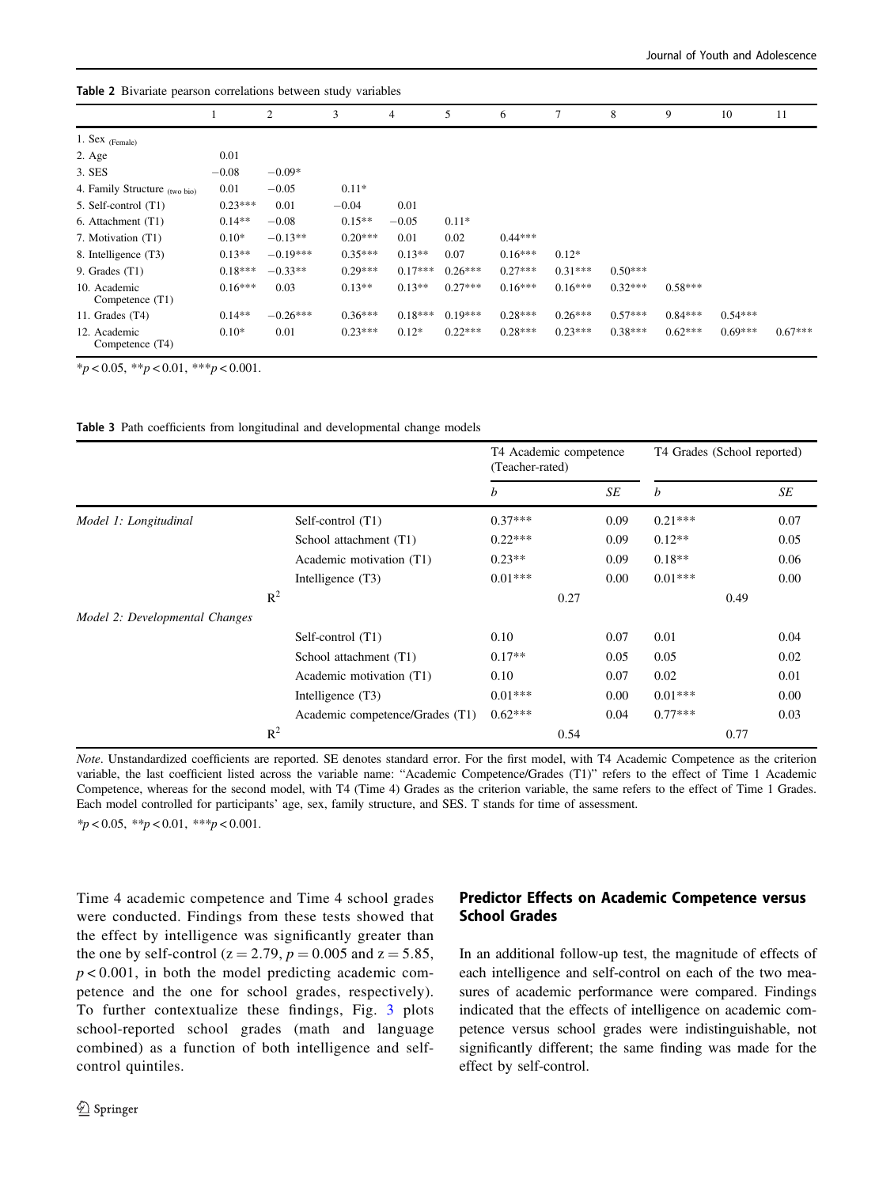**Table 2** Bivariate pearson correlations between study variables

| | 1 | 2 | 3 | 4 | 5 | 6 | 7 | 8 | 9 | 10 | 11 |
|---|---|---|---|---|---|---|---|---|---|---|---|
| 1. Sex (Female) | | | | | | | | | | | |
| 2. Age | 0.01 | | | | | | | | | | |
| 3. SES | −0.08 | −0.09* | | | | | | | | | |
| 4. Family Structure (two bio) | 0.01 | −0.05 | 0.11* | | | | | | | | |
| 5. Self-control (T1) | 0.23*** | 0.01 | −0.04 | 0.01 | | | | | | | |
| 6. Attachment (T1) | 0.14** | −0.08 | 0.15** | −0.05 | 0.11* | | | | | | |
| 7. Motivation (T1) | 0.10* | −0.13** | 0.20*** | 0.01 | 0.02 | 0.44*** | | | | | |
| 8. Intelligence (T3) | 0.13** | −0.19*** | 0.35*** | 0.13** | 0.07 | 0.16*** | 0.12* | | | | |
| 9. Grades (T1) | 0.18*** | −0.33** | 0.29*** | 0.17*** | 0.26*** | 0.27*** | 0.31*** | 0.50*** | | | |
| 10. Academic Competence (T1) | 0.16*** | 0.03 | 0.13** | 0.13** | 0.27*** | 0.16*** | 0.16*** | 0.32*** | 0.58*** | | |
| 11. Grades (T4) | 0.14** | −0.26*** | 0.36*** | 0.18*** | 0.19*** | 0.28*** | 0.26*** | 0.57*** | 0.84*** | 0.54*** | |
| 12. Academic Competence (T4) | 0.10* | 0.01 | 0.23*** | 0.12* | 0.22*** | 0.28*** | 0.23*** | 0.38*** | 0.62*** | 0.69*** | 0.67*** |

$*p < 0.05$, $**p < 0.01$, $***p < 0.001$.

**Table 3** Path coefficients from longitudinal and developmental change models

| | | T4 Academic competence (Teacher-rated) | | T4 Grades (School reported) | |
|---|---|---|---|---|---|
| | | *b* | *SE* | *b* | *SE* |
| *Model 1: Longitudinal* | Self-control (T1) | 0.37*** | 0.09 | 0.21*** | 0.07 |
| | School attachment (T1) | 0.22*** | 0.09 | 0.12** | 0.05 |
| | Academic motivation (T1) | 0.23** | 0.09 | 0.18** | 0.06 |
| | Intelligence (T3) | 0.01*** | 0.00 | 0.01*** | 0.00 |
| $R^2$ | | 0.27 | | 0.49 | |
| *Model 2: Developmental Changes* | | | | | |
| | Self-control (T1) | 0.10 | 0.07 | 0.01 | 0.04 |
| | School attachment (T1) | 0.17** | 0.05 | 0.05 | 0.02 |
| | Academic motivation (T1) | 0.10 | 0.07 | 0.02 | 0.01 |
| | Intelligence (T3) | 0.01*** | 0.00 | 0.01*** | 0.00 |
| | Academic competence/Grades (T1) | 0.62*** | 0.04 | 0.77*** | 0.03 |
| $R^2$ | | 0.54 | | 0.77 | |

*Note*. Unstandardized coefficients are reported. SE denotes standard error. For the first model, with T4 Academic Competence as the criterion variable, the last coefficient listed across the variable name: "Academic Competence/Grades (T1)" refers to the effect of Time 1 Academic Competence, whereas for the second model, with T4 (Time 4) Grades as the criterion variable, the same refers to the effect of Time 1 Grades. Each model controlled for participants' age, sex, family structure, and SES. T stands for time of assessment.

$*p < 0.05$, $**p < 0.01$, $***p < 0.001$.

Time 4 academic competence and Time 4 school grades were conducted. Findings from these tests showed that the effect by intelligence was significantly greater than the one by self-control ($z = 2.79$, $p = 0.005$ and $z = 5.85$, $p < 0.001$, in both the model predicting academic competence and the one for school grades, respectively). To further contextualize these findings, Fig. 3 plots school-reported school grades (math and language combined) as a function of both intelligence and self-control quintiles.

## Predictor Effects on Academic Competence versus School Grades

In an additional follow-up test, the magnitude of effects of each intelligence and self-control on each of the two measures of academic performance were compared. Findings indicated that the effects of intelligence on academic competence versus school grades were indistinguishable, not significantly different; the same finding was made for the effect by self-control.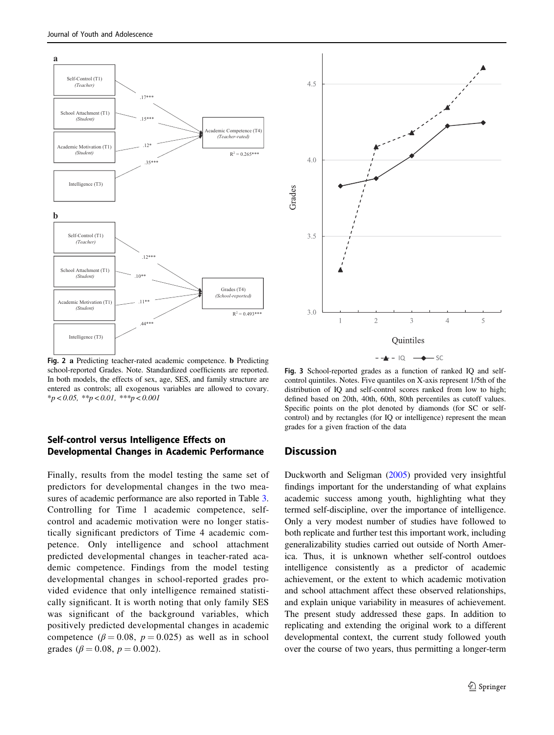**Fig. 2** **a** Predicting teacher-rated academic competence. **b** Predicting school-reported Grades. Note. Standardized coefficients are reported. In both models, the effects of sex, age, SES, and family structure are entered as controls; all exogenous variables are allowed to covary. *$p < 0.05$, **$p < 0.01$, ***$p < 0.001$

**Fig. 3** School-reported grades as a function of ranked IQ and self-control quintiles. Notes. Five quantiles on X-axis represent 1/5th of the distribution of IQ and self-control scores ranked from low to high; defined based on 20th, 40th, 60th, 80th percentiles as cutoff values. Specific points on the plot denoted by diamonds (for SC or self-control) and by rectangles (for IQ or intelligence) represent the mean grades for a given fraction of the data

### Self-control versus Intelligence Effects on Developmental Changes in Academic Performance

Finally, results from the model testing the same set of predictors for developmental changes in the two measures of academic performance are also reported in Table 3. Controlling for Time 1 academic competence, self-control and academic motivation were no longer statistically significant predictors of Time 4 academic competence. Only intelligence and school attachment predicted developmental changes in teacher-rated academic competence. Findings from the model testing developmental changes in school-reported grades provided evidence that only intelligence remained statistically significant. It is worth noting that only family SES was significant of the background variables, which positively predicted developmental changes in academic competence ($\beta = 0.08$, $p = 0.025$) as well as in school grades ($\beta = 0.08$, $p = 0.002$).

## Discussion

Duckworth and Seligman (2005) provided very insightful findings important for the understanding of what explains academic success among youth, highlighting what they termed self-discipline, over the importance of intelligence. Only a very modest number of studies have followed to both replicate and further test this important work, including generalizability studies carried out outside of North America. Thus, it is unknown whether self-control outdoes intelligence consistently as a predictor of academic achievement, or the extent to which academic motivation and school attachment affect these observed relationships, and explain unique variability in measures of achievement. The present study addressed these gaps. In addition to replicating and extending the original work to a different developmental context, the current study followed youth over the course of two years, thus permitting a longer-term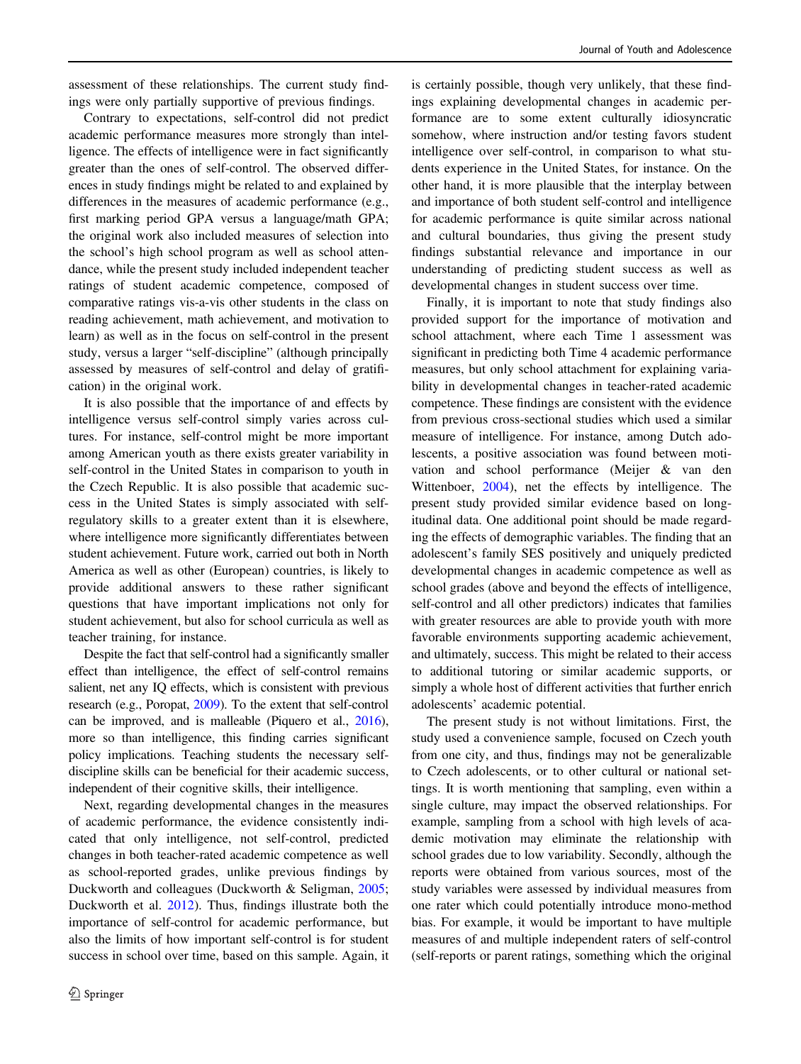assessment of these relationships. The current study findings were only partially supportive of previous findings.

Contrary to expectations, self-control did not predict academic performance measures more strongly than intelligence. The effects of intelligence were in fact significantly greater than the ones of self-control. The observed differences in study findings might be related to and explained by differences in the measures of academic performance (e.g., first marking period GPA versus a language/math GPA; the original work also included measures of selection into the school's high school program as well as school attendance, while the present study included independent teacher ratings of student academic competence, composed of comparative ratings vis-a-vis other students in the class on reading achievement, math achievement, and motivation to learn) as well as in the focus on self-control in the present study, versus a larger "self-discipline" (although principally assessed by measures of self-control and delay of gratification) in the original work.

It is also possible that the importance of and effects by intelligence versus self-control simply varies across cultures. For instance, self-control might be more important among American youth as there exists greater variability in self-control in the United States in comparison to youth in the Czech Republic. It is also possible that academic success in the United States is simply associated with self-regulatory skills to a greater extent than it is elsewhere, where intelligence more significantly differentiates between student achievement. Future work, carried out both in North America as well as other (European) countries, is likely to provide additional answers to these rather significant questions that have important implications not only for student achievement, but also for school curricula as well as teacher training, for instance.

Despite the fact that self-control had a significantly smaller effect than intelligence, the effect of self-control remains salient, net any IQ effects, which is consistent with previous research (e.g., Poropat, 2009). To the extent that self-control can be improved, and is malleable (Piquero et al., 2016), more so than intelligence, this finding carries significant policy implications. Teaching students the necessary self-discipline skills can be beneficial for their academic success, independent of their cognitive skills, their intelligence.

Next, regarding developmental changes in the measures of academic performance, the evidence consistently indicated that only intelligence, not self-control, predicted changes in both teacher-rated academic competence as well as school-reported grades, unlike previous findings by Duckworth and colleagues (Duckworth & Seligman, 2005; Duckworth et al. 2012). Thus, findings illustrate both the importance of self-control for academic performance, but also the limits of how important self-control is for student success in school over time, based on this sample. Again, it is certainly possible, though very unlikely, that these findings explaining developmental changes in academic performance are to some extent culturally idiosyncratic somehow, where instruction and/or testing favors student intelligence over self-control, in comparison to what students experience in the United States, for instance. On the other hand, it is more plausible that the interplay between and importance of both student self-control and intelligence for academic performance is quite similar across national and cultural boundaries, thus giving the present study findings substantial relevance and importance in our understanding of predicting student success as well as developmental changes in student success over time.

Finally, it is important to note that study findings also provided support for the importance of motivation and school attachment, where each Time 1 assessment was significant in predicting both Time 4 academic performance measures, but only school attachment for explaining variability in developmental changes in teacher-rated academic competence. These findings are consistent with the evidence from previous cross-sectional studies which used a similar measure of intelligence. For instance, among Dutch adolescents, a positive association was found between motivation and school performance (Meijer & van den Wittenboer, 2004), net the effects by intelligence. The present study provided similar evidence based on longitudinal data. One additional point should be made regarding the effects of demographic variables. The finding that an adolescent's family SES positively and uniquely predicted developmental changes in academic competence as well as school grades (above and beyond the effects of intelligence, self-control and all other predictors) indicates that families with greater resources are able to provide youth with more favorable environments supporting academic achievement, and ultimately, success. This might be related to their access to additional tutoring or similar academic supports, or simply a whole host of different activities that further enrich adolescents' academic potential.

The present study is not without limitations. First, the study used a convenience sample, focused on Czech youth from one city, and thus, findings may not be generalizable to Czech adolescents, or to other cultural or national settings. It is worth mentioning that sampling, even within a single culture, may impact the observed relationships. For example, sampling from a school with high levels of academic motivation may eliminate the relationship with school grades due to low variability. Secondly, although the reports were obtained from various sources, most of the study variables were assessed by individual measures from one rater which could potentially introduce mono-method bias. For example, it would be important to have multiple measures of and multiple independent raters of self-control (self-reports or parent ratings, something which the original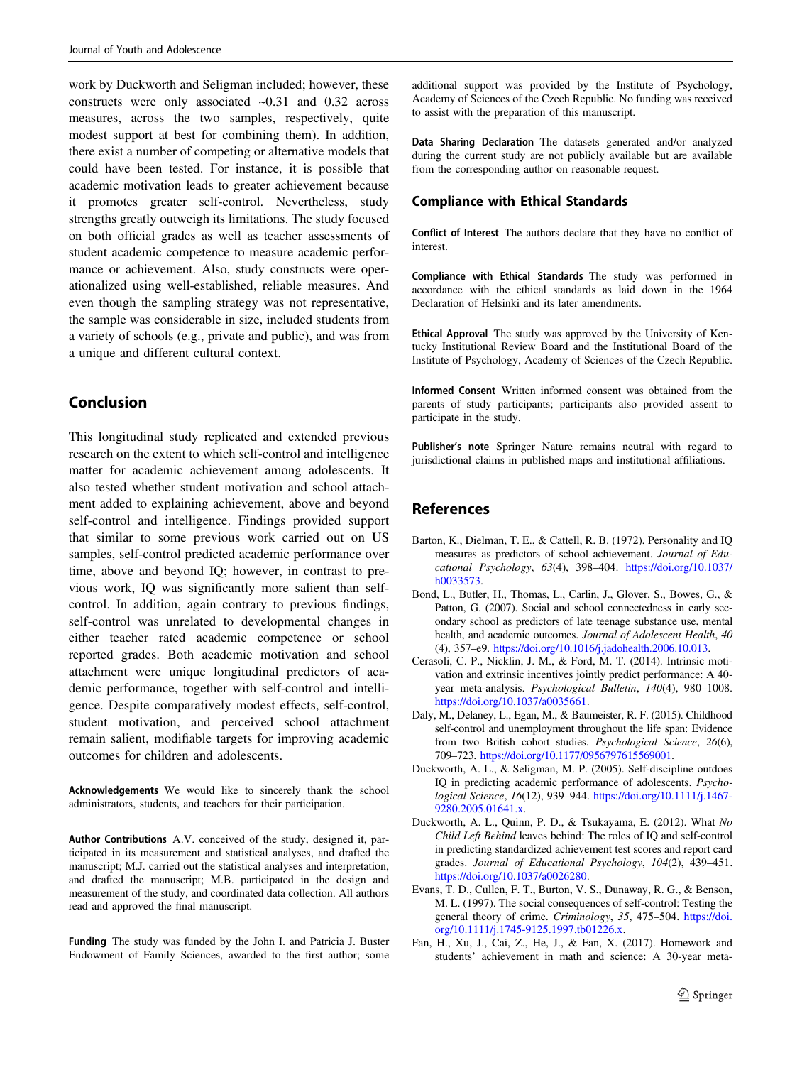work by Duckworth and Seligman included; however, these constructs were only associated ~0.31 and 0.32 across measures, across the two samples, respectively, quite modest support at best for combining them). In addition, there exist a number of competing or alternative models that could have been tested. For instance, it is possible that academic motivation leads to greater achievement because it promotes greater self-control. Nevertheless, study strengths greatly outweigh its limitations. The study focused on both official grades as well as teacher assessments of student academic competence to measure academic performance or achievement. Also, study constructs were operationalized using well-established, reliable measures. And even though the sampling strategy was not representative, the sample was considerable in size, included students from a variety of schools (e.g., private and public), and was from a unique and different cultural context.

## Conclusion

This longitudinal study replicated and extended previous research on the extent to which self-control and intelligence matter for academic achievement among adolescents. It also tested whether student motivation and school attachment added to explaining achievement, above and beyond self-control and intelligence. Findings provided support that similar to some previous work carried out on US samples, self-control predicted academic performance over time, above and beyond IQ; however, in contrast to previous work, IQ was significantly more salient than self-control. In addition, again contrary to previous findings, self-control was unrelated to developmental changes in either teacher rated academic competence or school reported grades. Both academic motivation and school attachment were unique longitudinal predictors of academic performance, together with self-control and intelligence. Despite comparatively modest effects, self-control, student motivation, and perceived school attachment remain salient, modifiable targets for improving academic outcomes for children and adolescents.

**Acknowledgements** We would like to sincerely thank the school administrators, students, and teachers for their participation.

**Author Contributions** A.V. conceived of the study, designed it, participated in its measurement and statistical analyses, and drafted the manuscript; M.J. carried out the statistical analyses and interpretation, and drafted the manuscript; M.B. participated in the design and measurement of the study, and coordinated data collection. All authors read and approved the final manuscript.

**Funding** The study was funded by the John I. and Patricia J. Buster Endowment of Family Sciences, awarded to the first author; some additional support was provided by the Institute of Psychology, Academy of Sciences of the Czech Republic. No funding was received to assist with the preparation of this manuscript.

**Data Sharing Declaration** The datasets generated and/or analyzed during the current study are not publicly available but are available from the corresponding author on reasonable request.

## Compliance with Ethical Standards

**Conflict of Interest** The authors declare that they have no conflict of interest.

**Compliance with Ethical Standards** The study was performed in accordance with the ethical standards as laid down in the 1964 Declaration of Helsinki and its later amendments.

**Ethical Approval** The study was approved by the University of Kentucky Institutional Review Board and the Institutional Board of the Institute of Psychology, Academy of Sciences of the Czech Republic.

**Informed Consent** Written informed consent was obtained from the parents of study participants; participants also provided assent to participate in the study.

**Publisher's note** Springer Nature remains neutral with regard to jurisdictional claims in published maps and institutional affiliations.

## References

Barton, K., Dielman, T. E., & Cattell, R. B. (1972). Personality and IQ measures as predictors of school achievement. *Journal of Educational Psychology*, *63*(4), 398–404. https://doi.org/10.1037/h0033573.

Bond, L., Butler, H., Thomas, L., Carlin, J., Glover, S., Bowes, G., & Patton, G. (2007). Social and school connectedness in early secondary school as predictors of late teenage substance use, mental health, and academic outcomes. *Journal of Adolescent Health*, *40* (4), 357–e9. https://doi.org/10.1016/j.jadohealth.2006.10.013.

Cerasoli, C. P., Nicklin, J. M., & Ford, M. T. (2014). Intrinsic motivation and extrinsic incentives jointly predict performance: A 40-year meta-analysis. *Psychological Bulletin*, *140*(4), 980–1008. https://doi.org/10.1037/a0035661.

Daly, M., Delaney, L., Egan, M., & Baumeister, R. F. (2015). Childhood self-control and unemployment throughout the life span: Evidence from two British cohort studies. *Psychological Science*, *26*(6), 709–723. https://doi.org/10.1177/0956797615569001.

Duckworth, A. L., & Seligman, M. P. (2005). Self-discipline outdoes IQ in predicting academic performance of adolescents. *Psychological Science*, *16*(12), 939–944. https://doi.org/10.1111/j.1467-9280.2005.01641.x.

Duckworth, A. L., Quinn, P. D., & Tsukayama, E. (2012). What *No Child Left Behind* leaves behind: The roles of IQ and self-control in predicting standardized achievement test scores and report card grades. *Journal of Educational Psychology*, *104*(2), 439–451. https://doi.org/10.1037/a0026280.

Evans, T. D., Cullen, F. T., Burton, V. S., Dunaway, R. G., & Benson, M. L. (1997). The social consequences of self-control: Testing the general theory of crime. *Criminology*, *35*, 475–504. https://doi.org/10.1111/j.1745-9125.1997.tb01226.x.

Fan, H., Xu, J., Cai, Z., He, J., & Fan, X. (2017). Homework and students' achievement in math and science: A 30-year meta-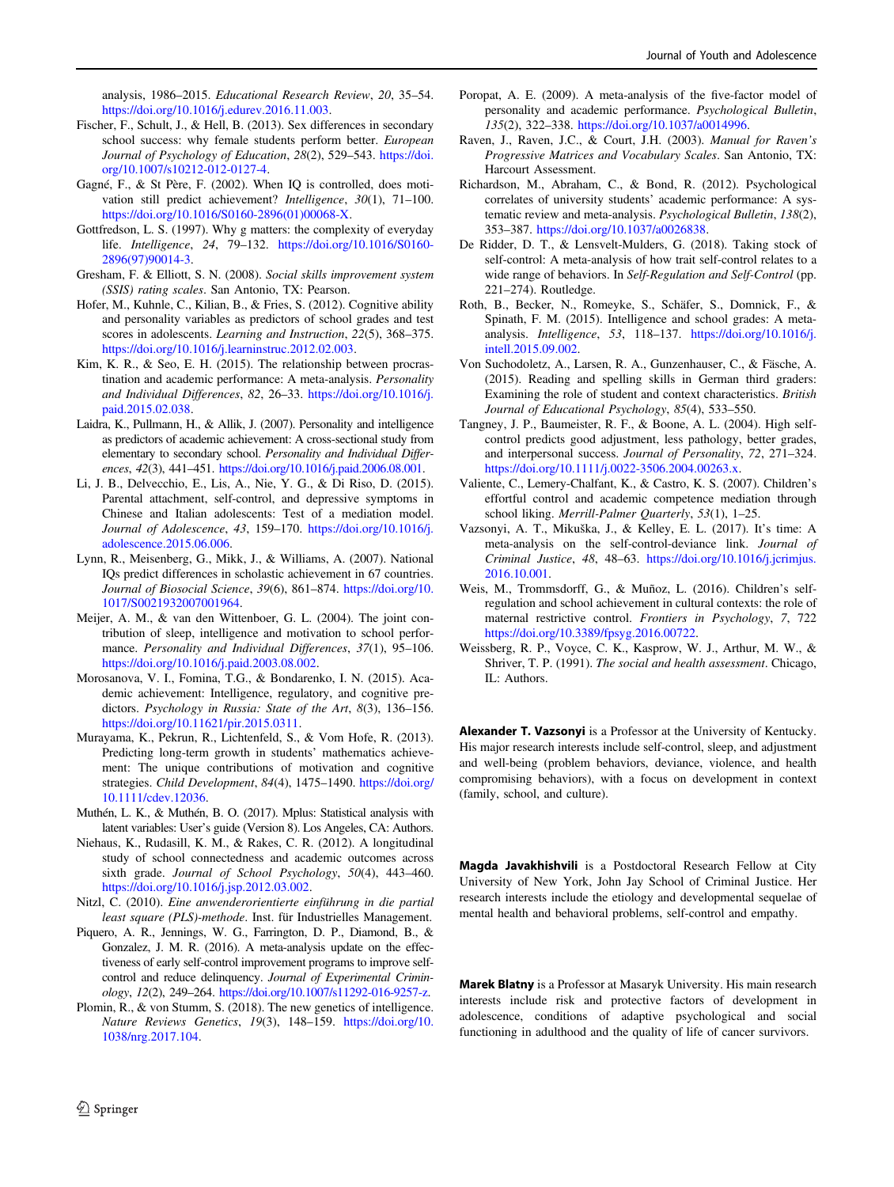analysis, 1986–2015. *Educational Research Review*, *20*, 35–54. https://doi.org/10.1016/j.edurev.2016.11.003.

Fischer, F., Schult, J., & Hell, B. (2013). Sex differences in secondary school success: why female students perform better. *European Journal of Psychology of Education*, *28*(2), 529–543. https://doi.org/10.1007/s10212-012-0127-4.

Gagné, F., & St Père, F. (2002). When IQ is controlled, does motivation still predict achievement? *Intelligence*, *30*(1), 71–100. https://doi.org/10.1016/S0160-2896(01)00068-X.

Gottfredson, L. S. (1997). Why g matters: the complexity of everyday life. *Intelligence*, *24*, 79–132. https://doi.org/10.1016/S0160-2896(97)90014-3.

Gresham, F. & Elliott, S. N. (2008). *Social skills improvement system (SSIS) rating scales*. San Antonio, TX: Pearson.

Hofer, M., Kuhnle, C., Kilian, B., & Fries, S. (2012). Cognitive ability and personality variables as predictors of school grades and test scores in adolescents. *Learning and Instruction*, *22*(5), 368–375. https://doi.org/10.1016/j.learninstruc.2012.02.003.

Kim, K. R., & Seo, E. H. (2015). The relationship between procrastination and academic performance: A meta-analysis. *Personality and Individual Differences*, *82*, 26–33. https://doi.org/10.1016/j.paid.2015.02.038.

Laidra, K., Pullmann, H., & Allik, J. (2007). Personality and intelligence as predictors of academic achievement: A cross-sectional study from elementary to secondary school. *Personality and Individual Differences*, *42*(3), 441–451. https://doi.org/10.1016/j.paid.2006.08.001.

Li, J. B., Delvecchio, E., Lis, A., Nie, Y. G., & Di Riso, D. (2015). Parental attachment, self-control, and depressive symptoms in Chinese and Italian adolescents: Test of a mediation model. *Journal of Adolescence*, *43*, 159–170. https://doi.org/10.1016/j.adolescence.2015.06.006.

Lynn, R., Meisenberg, G., Mikk, J., & Williams, A. (2007). National IQs predict differences in scholastic achievement in 67 countries. *Journal of Biosocial Science*, *39*(6), 861–874. https://doi.org/10.1017/S0021932007001964.

Meijer, A. M., & van den Wittenboer, G. L. (2004). The joint contribution of sleep, intelligence and motivation to school performance. *Personality and Individual Differences*, *37*(1), 95–106. https://doi.org/10.1016/j.paid.2003.08.002.

Morosanova, V. I., Fomina, T.G., & Bondarenko, I. N. (2015). Academic achievement: Intelligence, regulatory, and cognitive predictors. *Psychology in Russia: State of the Art*, *8*(3), 136–156. https://doi.org/10.11621/pir.2015.0311.

Murayama, K., Pekrun, R., Lichtenfeld, S., & Vom Hofe, R. (2013). Predicting long-term growth in students' mathematics achievement: The unique contributions of motivation and cognitive strategies. *Child Development*, *84*(4), 1475–1490. https://doi.org/10.1111/cdev.12036.

Muthén, L. K., & Muthén, B. O. (2017). Mplus: Statistical analysis with latent variables: User's guide (Version 8). Los Angeles, CA: Authors.

Niehaus, K., Rudasill, K. M., & Rakes, C. R. (2012). A longitudinal study of school connectedness and academic outcomes across sixth grade. *Journal of School Psychology*, *50*(4), 443–460. https://doi.org/10.1016/j.jsp.2012.03.002.

Nitzl, C. (2010). *Eine anwenderorientierte einführung in die partial least square (PLS)-methode*. Inst. für Industrielles Management.

Piquero, A. R., Jennings, W. G., Farrington, D. P., Diamond, B., & Gonzalez, J. M. R. (2016). A meta-analysis update on the effectiveness of early self-control improvement programs to improve self-control and reduce delinquency. *Journal of Experimental Criminology*, *12*(2), 249–264. https://doi.org/10.1007/s11292-016-9257-z.

Plomin, R., & von Stumm, S. (2018). The new genetics of intelligence. *Nature Reviews Genetics*, *19*(3), 148–159. https://doi.org/10.1038/nrg.2017.104.

Poropat, A. E. (2009). A meta-analysis of the five-factor model of personality and academic performance. *Psychological Bulletin*, *135*(2), 322–338. https://doi.org/10.1037/a0014996.

Raven, J., Raven, J.C., & Court, J.H. (2003). *Manual for Raven's Progressive Matrices and Vocabulary Scales*. San Antonio, TX: Harcourt Assessment.

Richardson, M., Abraham, C., & Bond, R. (2012). Psychological correlates of university students' academic performance: A systematic review and meta-analysis. *Psychological Bulletin*, *138*(2), 353–387. https://doi.org/10.1037/a0026838.

De Ridder, D. T., & Lensvelt-Mulders, G. (2018). Taking stock of self-control: A meta-analysis of how trait self-control relates to a wide range of behaviors. In *Self-Regulation and Self-Control* (pp. 221–274). Routledge.

Roth, B., Becker, N., Romeyke, S., Schäfer, S., Domnick, F., & Spinath, F. M. (2015). Intelligence and school grades: A meta-analysis. *Intelligence*, *53*, 118–137. https://doi.org/10.1016/j.intell.2015.09.002.

Von Suchodoletz, A., Larsen, R. A., Gunzenhauser, C., & Fäsche, A. (2015). Reading and spelling skills in German third graders: Examining the role of student and context characteristics. *British Journal of Educational Psychology*, *85*(4), 533–550.

Tangney, J. P., Baumeister, R. F., & Boone, A. L. (2004). High self-control predicts good adjustment, less pathology, better grades, and interpersonal success. *Journal of Personality*, *72*, 271–324. https://doi.org/10.1111/j.0022-3506.2004.00263.x.

Valiente, C., Lemery-Chalfant, K., & Castro, K. S. (2007). Children's effortful control and academic competence mediation through school liking. *Merrill-Palmer Quarterly*, *53*(1), 1–25.

Vazsonyi, A. T., Mikuška, J., & Kelley, E. L. (2017). It's time: A meta-analysis on the self-control-deviance link. *Journal of Criminal Justice*, *48*, 48–63. https://doi.org/10.1016/j.jcrimjus.2016.10.001.

Weis, M., Trommsdorff, G., & Muñoz, L. (2016). Children's self-regulation and school achievement in cultural contexts: the role of maternal restrictive control. *Frontiers in Psychology*, *7*, 722 https://doi.org/10.3389/fpsyg.2016.00722.

Weissberg, R. P., Voyce, C. K., Kasprow, W. J., Arthur, M. W., & Shriver, T. P. (1991). *The social and health assessment*. Chicago, IL: Authors.

**Alexander T. Vazsonyi** is a Professor at the University of Kentucky. His major research interests include self-control, sleep, and adjustment and well-being (problem behaviors, deviance, violence, and health compromising behaviors), with a focus on development in context (family, school, and culture).

**Magda Javakhishvili** is a Postdoctoral Research Fellow at City University of New York, John Jay School of Criminal Justice. Her research interests include the etiology and developmental sequelae of mental health and behavioral problems, self-control and empathy.

**Marek Blatny** is a Professor at Masaryk University. His main research interests include risk and protective factors of development in adolescence, conditions of adaptive psychological and social functioning in adulthood and the quality of life of cancer survivors.